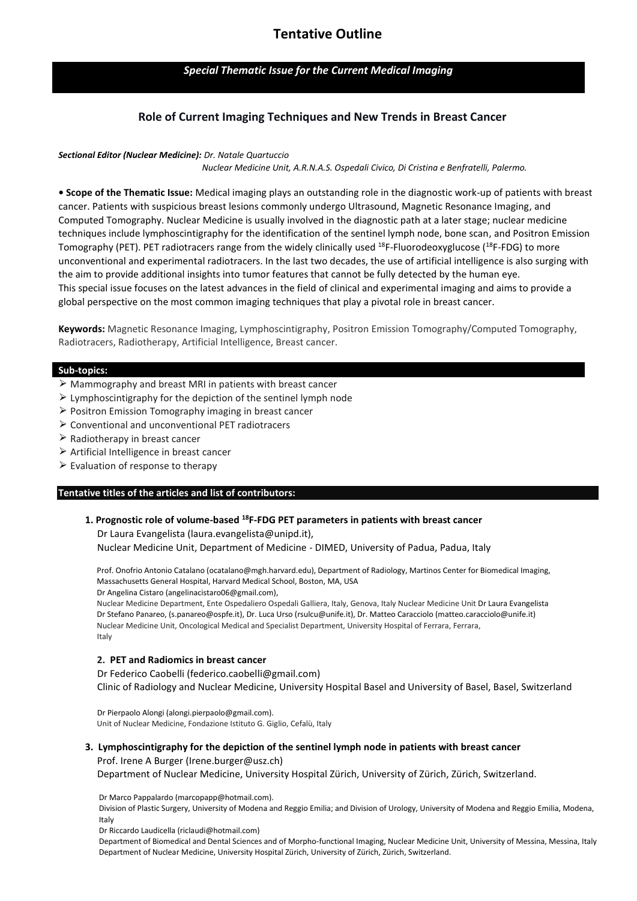# Tentative Outline

***Special Thematic Issue for the Current Medical Imaging***

## Role of Current Imaging Techniques and New Trends in Breast Cancer

***Sectional Editor (Nuclear Medicine):*** *Dr. Natale Quartuccio*
*Nuclear Medicine Unit, A.R.N.A.S. Ospedali Civico, Di Cristina e Benfratelli, Palermo.*

**• Scope of the Thematic Issue:** Medical imaging plays an outstanding role in the diagnostic work-up of patients with breast cancer. Patients with suspicious breast lesions commonly undergo Ultrasound, Magnetic Resonance Imaging, and Computed Tomography. Nuclear Medicine is usually involved in the diagnostic path at a later stage; nuclear medicine techniques include lymphoscintigraphy for the identification of the sentinel lymph node, bone scan, and Positron Emission Tomography (PET). PET radiotracers range from the widely clinically used $^{18}$F-Fluorodeoxyglucose ($^{18}$F-FDG) to more unconventional and experimental radiotracers. In the last two decades, the use of artificial intelligence is also surging with the aim to provide additional insights into tumor features that cannot be fully detected by the human eye.
This special issue focuses on the latest advances in the field of clinical and experimental imaging and aims to provide a global perspective on the most common imaging techniques that play a pivotal role in breast cancer.

**Keywords:** Magnetic Resonance Imaging, Lymphoscintigraphy, Positron Emission Tomography/Computed Tomography, Radiotracers, Radiotherapy, Artificial Intelligence, Breast cancer.

### Sub-topics:

- Mammography and breast MRI in patients with breast cancer
- Lymphoscintigraphy for the depiction of the sentinel lymph node
- Positron Emission Tomography imaging in breast cancer
- Conventional and unconventional PET radiotracers
- Radiotherapy in breast cancer
- Artificial Intelligence in breast cancer
- Evaluation of response to therapy

### Tentative titles of the articles and list of contributors:

**1. Prognostic role of volume-based $^{18}$F-FDG PET parameters in patients with breast cancer**

Dr Laura Evangelista (laura.evangelista@unipd.it),
Nuclear Medicine Unit, Department of Medicine - DIMED, University of Padua, Padua, Italy

Prof. Onofrio Antonio Catalano (ocatalano@mgh.harvard.edu), Department of Radiology, Martinos Center for Biomedical Imaging, Massachusetts General Hospital, Harvard Medical School, Boston, MA, USA
Dr Angelina Cistaro (angelinacistaro06@gmail.com),
Nuclear Medicine Department, Ente Ospedaliero Ospedali Galliera, Italy, Genova, Italy Nuclear Medicine Unit Dr Laura Evangelista
Dr Stefano Panareo, (s.panareo@ospfe.it), Dr. Luca Urso (rsulcu@unife.it), Dr. Matteo Caracciolo (matteo.caracciolo@unife.it)
Nuclear Medicine Unit, Oncological Medical and Specialist Department, University Hospital of Ferrara, Ferrara, Italy

**2. PET and Radiomics in breast cancer**

Dr Federico Caobelli (federico.caobelli@gmail.com)
Clinic of Radiology and Nuclear Medicine, University Hospital Basel and University of Basel, Basel, Switzerland

Dr Pierpaolo Alongi (alongi.pierpaolo@gmail.com).
Unit of Nuclear Medicine, Fondazione Istituto G. Giglio, Cefalù, Italy

**3. Lymphoscintigraphy for the depiction of the sentinel lymph node in patients with breast cancer**

Prof. Irene A Burger (Irene.burger@usz.ch)
Department of Nuclear Medicine, University Hospital Zürich, University of Zürich, Zürich, Switzerland.

Dr Marco Pappalardo (marcopapp@hotmail.com).
Division of Plastic Surgery, University of Modena and Reggio Emilia; and Division of Urology, University of Modena and Reggio Emilia, Modena, Italy
Dr Riccardo Laudicella (riclaudi@hotmail.com)
Department of Biomedical and Dental Sciences and of Morpho-functional Imaging, Nuclear Medicine Unit, University of Messina, Messina, Italy
Department of Nuclear Medicine, University Hospital Zürich, University of Zürich, Zürich, Switzerland.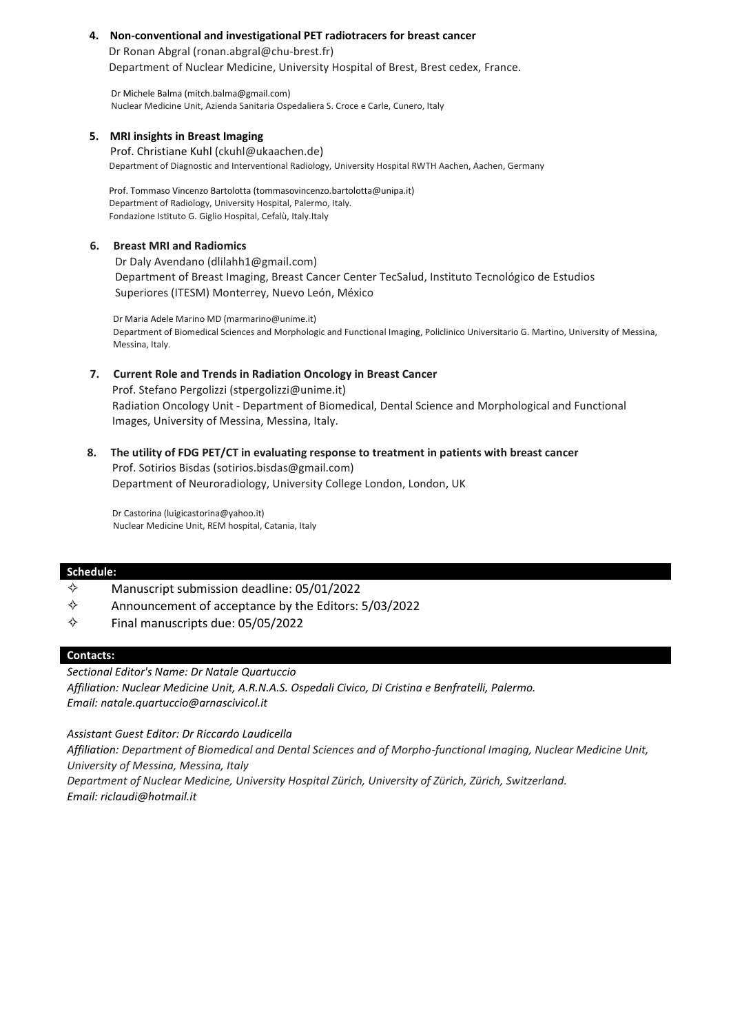4. **Non-conventional and investigational PET radiotracers for breast cancer**
   
   Dr Ronan Abgral (ronan.abgral@chu-brest.fr)
   Department of Nuclear Medicine, University Hospital of Brest, Brest cedex, France.

   Dr Michele Balma (mitch.balma@gmail.com)
   Nuclear Medicine Unit, Azienda Sanitaria Ospedaliera S. Croce e Carle, Cunero, Italy

5. **MRI insights in Breast Imaging**
   
   Prof. Christiane Kuhl (ckuhl@ukaachen.de)
   Department of Diagnostic and Interventional Radiology, University Hospital RWTH Aachen, Aachen, Germany

   Prof. Tommaso Vincenzo Bartolotta (tommasovincenzo.bartolotta@unipa.it)
   Department of Radiology, University Hospital, Palermo, Italy.
   Fondazione Istituto G. Giglio Hospital, Cefalù, Italy.Italy

6. **Breast MRI and Radiomics**
   
   Dr Daly Avendano (dlilahh1@gmail.com)
   Department of Breast Imaging, Breast Cancer Center TecSalud, Instituto Tecnológico de Estudios Superiores (ITESM) Monterrey, Nuevo León, México

   Dr Maria Adele Marino MD (marmarino@unime.it)
   Department of Biomedical Sciences and Morphologic and Functional Imaging, Policlinico Universitario G. Martino, University of Messina, Messina, Italy.

7. **Current Role and Trends in Radiation Oncology in Breast Cancer**
   
   Prof. Stefano Pergolizzi (stpergolizzi@unime.it)
   Radiation Oncology Unit - Department of Biomedical, Dental Science and Morphological and Functional Images, University of Messina, Messina, Italy.

8. **The utility of FDG PET/CT in evaluating response to treatment in patients with breast cancer**
   
   Prof. Sotirios Bisdas (sotirios.bisdas@gmail.com)
   Department of Neuroradiology, University College London, London, UK

   Dr Castorina (luigicastorina@yahoo.it)
   Nuclear Medicine Unit, REM hospital, Catania, Italy

## Schedule:

- Manuscript submission deadline: 05/01/2022
- Announcement of acceptance by the Editors: 5/03/2022
- Final manuscripts due: 05/05/2022

## Contacts:

*Sectional Editor's Name: Dr Natale Quartuccio*
*Affiliation: Nuclear Medicine Unit, A.R.N.A.S. Ospedali Civico, Di Cristina e Benfratelli, Palermo.*
*Email: natale.quartuccio@arnascivicol.it*

*Assistant Guest Editor: Dr Riccardo Laudicella*
*Affiliation: Department of Biomedical and Dental Sciences and of Morpho-functional Imaging, Nuclear Medicine Unit, University of Messina, Messina, Italy*
*Department of Nuclear Medicine, University Hospital Zürich, University of Zürich, Zürich, Switzerland.*
*Email: riclaudi@hotmail.it*